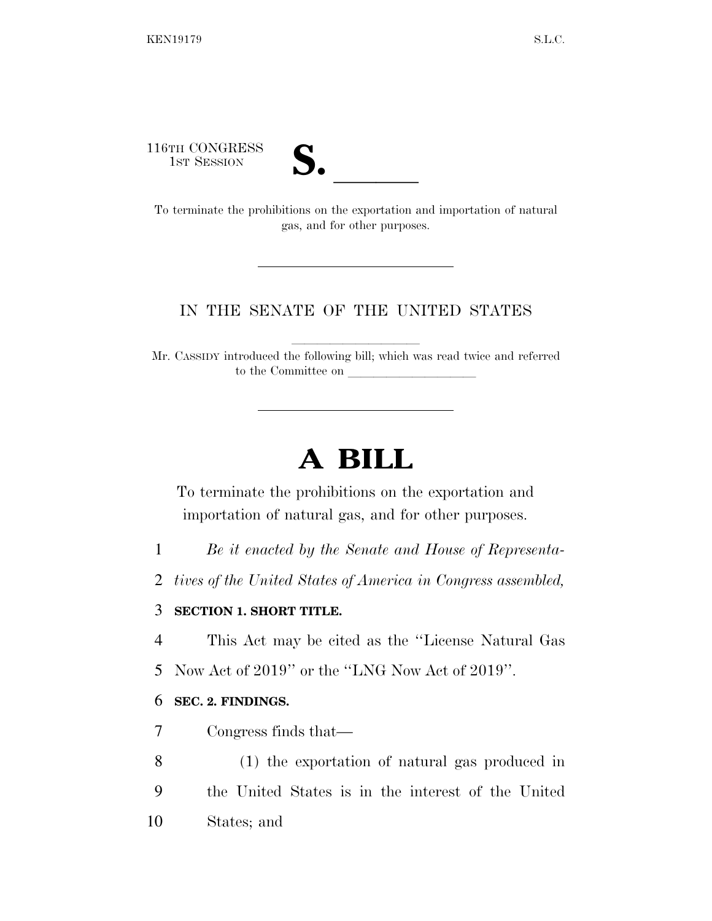116TH CONGRESS
1ST SESSION

# S. \_\_\_\_\_\_

To terminate the prohibitions on the exportation and importation of natural gas, and for other purposes.

---

IN THE SENATE OF THE UNITED STATES

Mr. CASSIDY introduced the following bill; which was read twice and referred to the Committee on \_\_\_\_\_\_\_\_\_\_\_\_\_\_\_\_\_\_\_\_

---

# A BILL

To terminate the prohibitions on the exportation and importation of natural gas, and for other purposes.

*Be it enacted by the Senate and House of Representatives of the United States of America in Congress assembled,*

**SECTION 1. SHORT TITLE.**

This Act may be cited as the ''License Natural Gas Now Act of 2019'' or the ''LNG Now Act of 2019''.

**SEC. 2. FINDINGS.**

Congress finds that—

(1) the exportation of natural gas produced in the United States is in the interest of the United States; and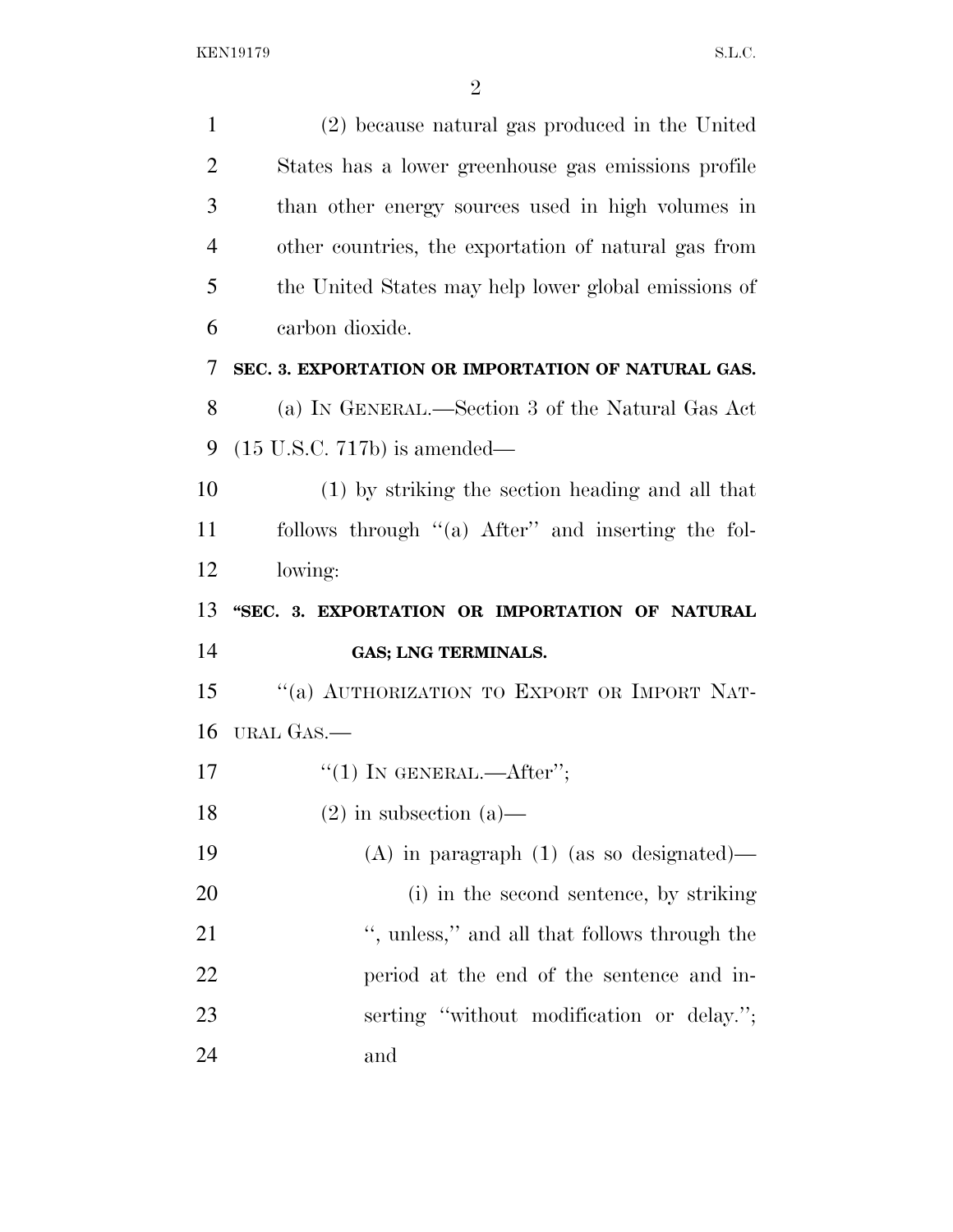(2) because natural gas produced in the United States has a lower greenhouse gas emissions profile than other energy sources used in high volumes in other countries, the exportation of natural gas from the United States may help lower global emissions of carbon dioxide.

**SEC. 3. EXPORTATION OR IMPORTATION OF NATURAL GAS.**

(a) IN GENERAL.—Section 3 of the Natural Gas Act (15 U.S.C. 717b) is amended—

(1) by striking the section heading and all that follows through "(a) After" and inserting the following:

**"SEC. 3. EXPORTATION OR IMPORTATION OF NATURAL GAS; LNG TERMINALS.**

"(a) AUTHORIZATION TO EXPORT OR IMPORT NATURAL GAS.—

"(1) IN GENERAL.—After";

(2) in subsection (a)—

(A) in paragraph (1) (as so designated)—

(i) in the second sentence, by striking ", unless," and all that follows through the period at the end of the sentence and inserting "without modification or delay."; and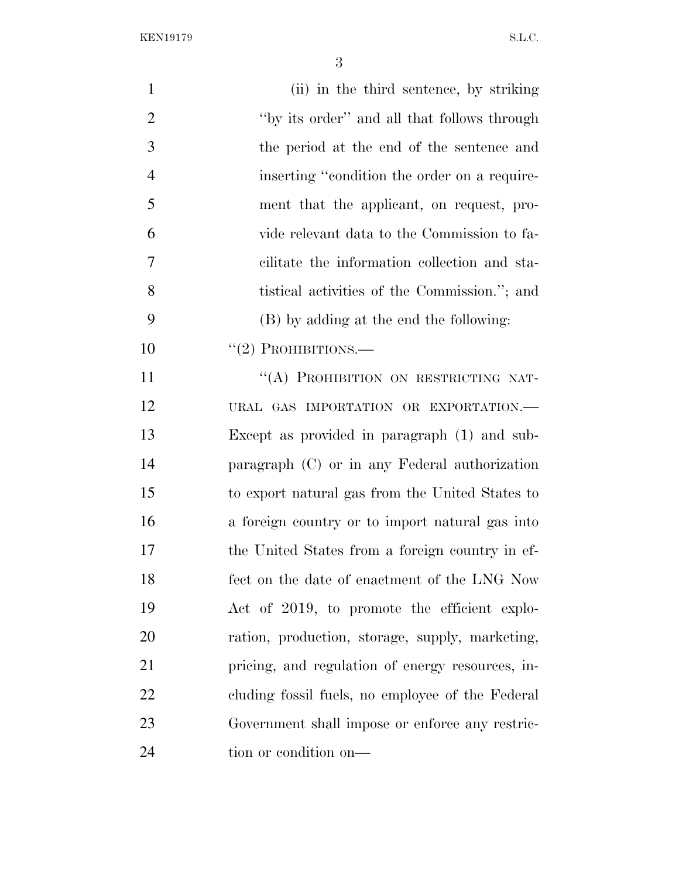(ii) in the third sentence, by striking "by its order" and all that follows through the period at the end of the sentence and inserting "condition the order on a requirement that the applicant, on request, provide relevant data to the Commission to facilitate the information collection and statistical activities of the Commission."; and

(B) by adding at the end the following:

"(2) PROHIBITIONS.—

"(A) PROHIBITION ON RESTRICTING NATURAL GAS IMPORTATION OR EXPORTATION.— Except as provided in paragraph (1) and subparagraph (C) or in any Federal authorization to export natural gas from the United States to a foreign country or to import natural gas into the United States from a foreign country in effect on the date of enactment of the LNG Now Act of 2019, to promote the efficient exploration, production, storage, supply, marketing, pricing, and regulation of energy resources, including fossil fuels, no employee of the Federal Government shall impose or enforce any restriction or condition on—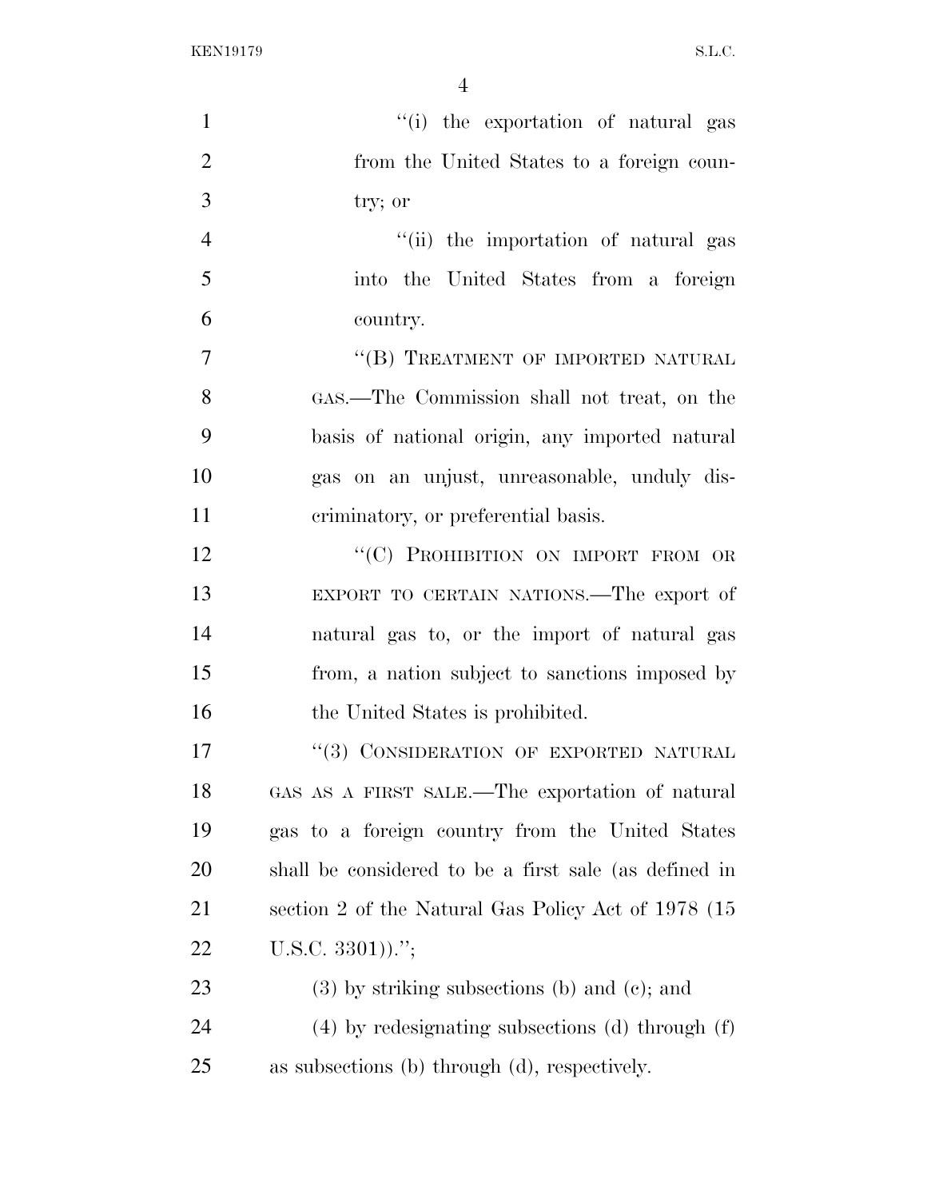"(i) the exportation of natural gas from the United States to a foreign country; or

"(ii) the importation of natural gas into the United States from a foreign country.

"(B) TREATMENT OF IMPORTED NATURAL GAS.—The Commission shall not treat, on the basis of national origin, any imported natural gas on an unjust, unreasonable, unduly discriminatory, or preferential basis.

"(C) PROHIBITION ON IMPORT FROM OR EXPORT TO CERTAIN NATIONS.—The export of natural gas to, or the import of natural gas from, a nation subject to sanctions imposed by the United States is prohibited.

"(3) CONSIDERATION OF EXPORTED NATURAL GAS AS A FIRST SALE.—The exportation of natural gas to a foreign country from the United States shall be considered to be a first sale (as defined in section 2 of the Natural Gas Policy Act of 1978 (15 U.S.C. 3301)).";

(3) by striking subsections (b) and (c); and

(4) by redesignating subsections (d) through (f) as subsections (b) through (d), respectively.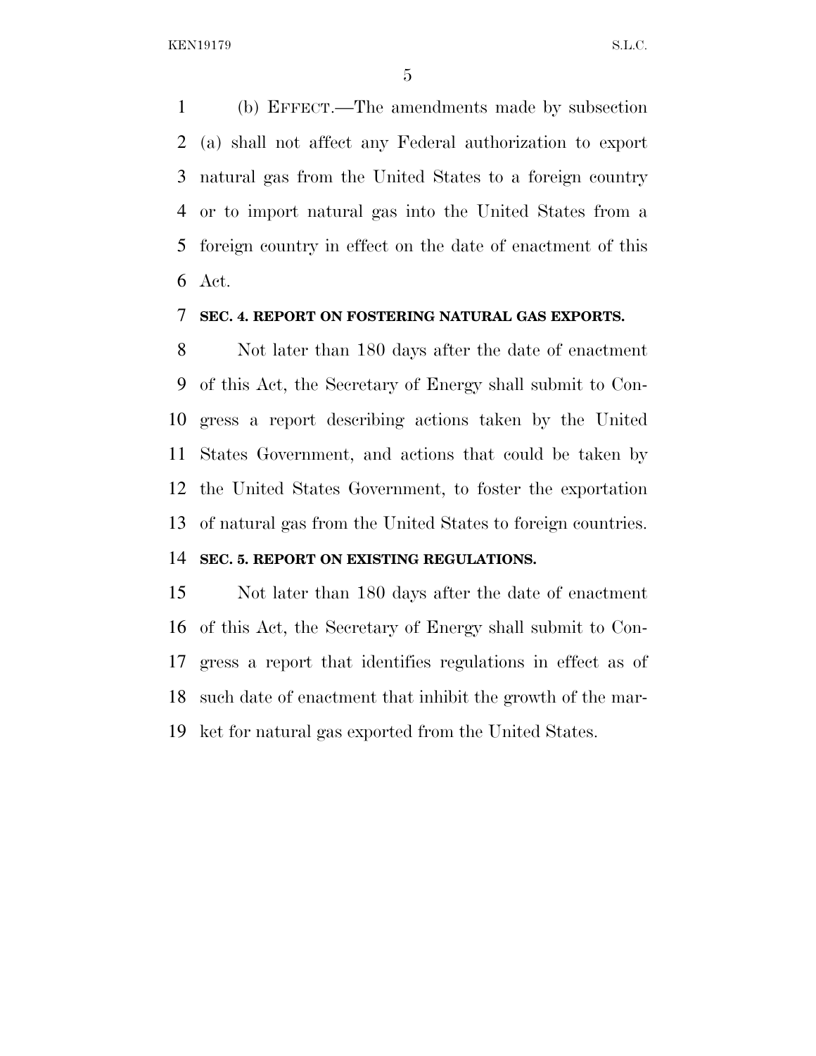(b) EFFECT.—The amendments made by subsection (a) shall not affect any Federal authorization to export natural gas from the United States to a foreign country or to import natural gas into the United States from a foreign country in effect on the date of enactment of this Act.

**SEC. 4. REPORT ON FOSTERING NATURAL GAS EXPORTS.**

Not later than 180 days after the date of enactment of this Act, the Secretary of Energy shall submit to Congress a report describing actions taken by the United States Government, and actions that could be taken by the United States Government, to foster the exportation of natural gas from the United States to foreign countries.

**SEC. 5. REPORT ON EXISTING REGULATIONS.**

Not later than 180 days after the date of enactment of this Act, the Secretary of Energy shall submit to Congress a report that identifies regulations in effect as of such date of enactment that inhibit the growth of the market for natural gas exported from the United States.